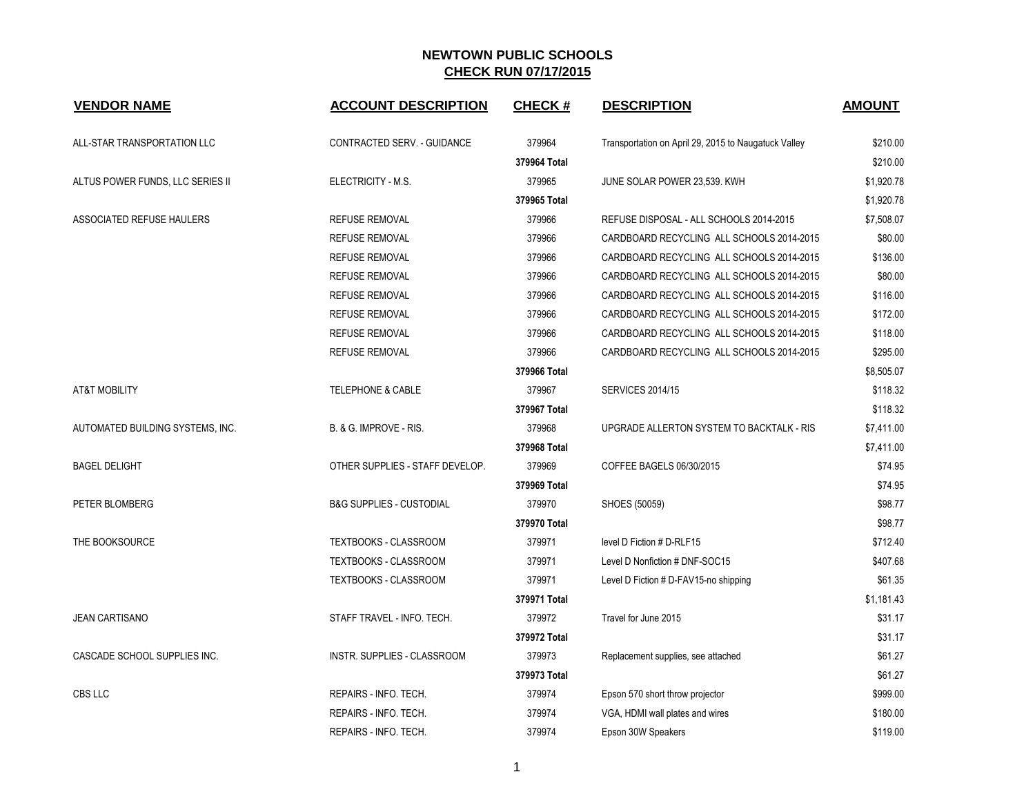# NEWTOWN PUBLIC SCHOOLS
## CHECK RUN 07/17/2015

| VENDOR NAME | ACCOUNT DESCRIPTION | CHECK # | DESCRIPTION | AMOUNT |
|---|---|---|---|---|
| ALL-STAR TRANSPORTATION LLC | CONTRACTED SERV. - GUIDANCE | 379964 | Transportation on April 29, 2015 to Naugatuck Valley | $210.00 |
| | | 379964 Total | | $210.00 |
| ALTUS POWER FUNDS, LLC SERIES II | ELECTRICITY - M.S. | 379965 | JUNE SOLAR POWER 23,539. KWH | $1,920.78 |
| | | 379965 Total | | $1,920.78 |
| ASSOCIATED REFUSE HAULERS | REFUSE REMOVAL | 379966 | REFUSE DISPOSAL - ALL SCHOOLS 2014-2015 | $7,508.07 |
| | REFUSE REMOVAL | 379966 | CARDBOARD RECYCLING ALL SCHOOLS 2014-2015 | $80.00 |
| | REFUSE REMOVAL | 379966 | CARDBOARD RECYCLING ALL SCHOOLS 2014-2015 | $136.00 |
| | REFUSE REMOVAL | 379966 | CARDBOARD RECYCLING ALL SCHOOLS 2014-2015 | $80.00 |
| | REFUSE REMOVAL | 379966 | CARDBOARD RECYCLING ALL SCHOOLS 2014-2015 | $116.00 |
| | REFUSE REMOVAL | 379966 | CARDBOARD RECYCLING ALL SCHOOLS 2014-2015 | $172.00 |
| | REFUSE REMOVAL | 379966 | CARDBOARD RECYCLING ALL SCHOOLS 2014-2015 | $118.00 |
| | REFUSE REMOVAL | 379966 | CARDBOARD RECYCLING ALL SCHOOLS 2014-2015 | $295.00 |
| | | 379966 Total | | $8,505.07 |
| AT&T MOBILITY | TELEPHONE & CABLE | 379967 | SERVICES 2014/15 | $118.32 |
| | | 379967 Total | | $118.32 |
| AUTOMATED BUILDING SYSTEMS, INC. | B. & G. IMPROVE - RIS. | 379968 | UPGRADE ALLERTON SYSTEM TO BACKTALK - RIS | $7,411.00 |
| | | 379968 Total | | $7,411.00 |
| BAGEL DELIGHT | OTHER SUPPLIES - STAFF DEVELOP. | 379969 | COFFEE BAGELS 06/30/2015 | $74.95 |
| | | 379969 Total | | $74.95 |
| PETER BLOMBERG | B&G SUPPLIES - CUSTODIAL | 379970 | SHOES (50059) | $98.77 |
| | | 379970 Total | | $98.77 |
| THE BOOKSOURCE | TEXTBOOKS - CLASSROOM | 379971 | level D Fiction # D-RLF15 | $712.40 |
| | TEXTBOOKS - CLASSROOM | 379971 | Level D Nonfiction # DNF-SOC15 | $407.68 |
| | TEXTBOOKS - CLASSROOM | 379971 | Level D Fiction # D-FAV15-no shipping | $61.35 |
| | | 379971 Total | | $1,181.43 |
| JEAN CARTISANO | STAFF TRAVEL - INFO. TECH. | 379972 | Travel for June 2015 | $31.17 |
| | | 379972 Total | | $31.17 |
| CASCADE SCHOOL SUPPLIES INC. | INSTR. SUPPLIES - CLASSROOM | 379973 | Replacement supplies, see attached | $61.27 |
| | | 379973 Total | | $61.27 |
| CBS LLC | REPAIRS - INFO. TECH. | 379974 | Epson 570 short throw projector | $999.00 |
| | REPAIRS - INFO. TECH. | 379974 | VGA, HDMI wall plates and wires | $180.00 |
| | REPAIRS - INFO. TECH. | 379974 | Epson 30W Speakers | $119.00 |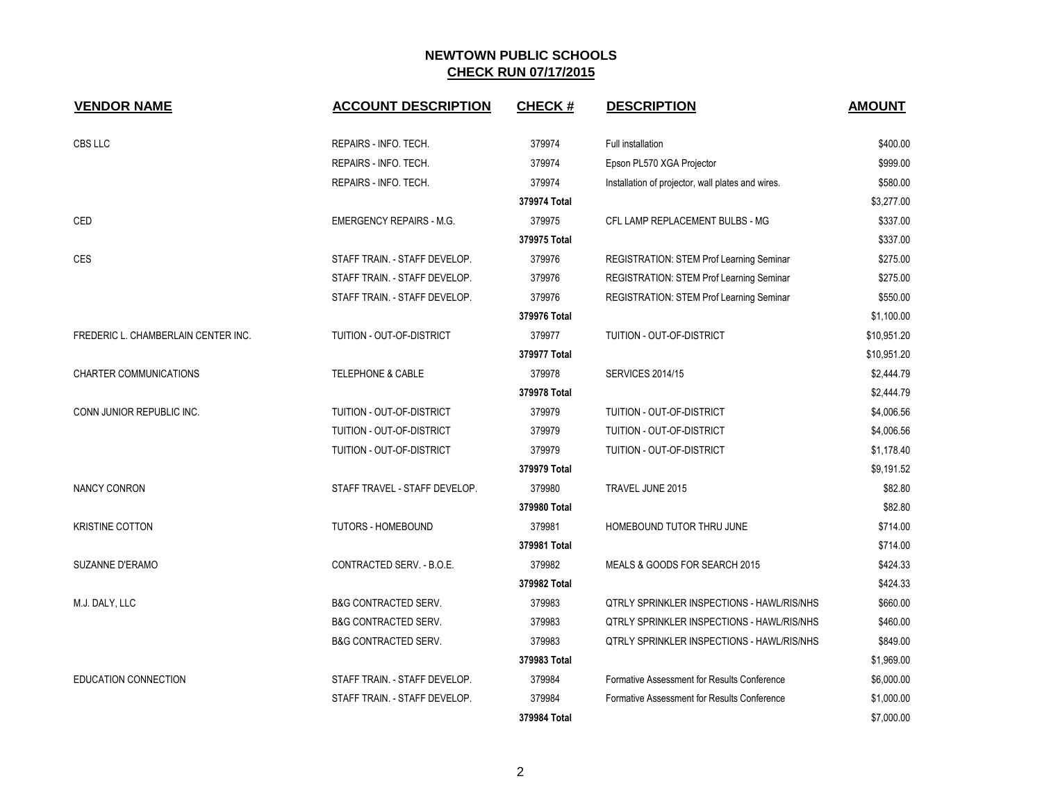# NEWTOWN PUBLIC SCHOOLS

## CHECK RUN 07/17/2015

| VENDOR NAME | ACCOUNT DESCRIPTION | CHECK # | DESCRIPTION | AMOUNT |
|---|---|---|---|---|
| CBS LLC | REPAIRS - INFO. TECH. | 379974 | Full installation | $400.00 |
| | REPAIRS - INFO. TECH. | 379974 | Epson PL570 XGA Projector | $999.00 |
| | REPAIRS - INFO. TECH. | 379974 | Installation of projector, wall plates and wires. | $580.00 |
| | | **379974 Total** | | $3,277.00 |
| CED | EMERGENCY REPAIRS - M.G. | 379975 | CFL LAMP REPLACEMENT BULBS - MG | $337.00 |
| | | **379975 Total** | | $337.00 |
| CES | STAFF TRAIN. - STAFF DEVELOP. | 379976 | REGISTRATION: STEM Prof Learning Seminar | $275.00 |
| | STAFF TRAIN. - STAFF DEVELOP. | 379976 | REGISTRATION: STEM Prof Learning Seminar | $275.00 |
| | STAFF TRAIN. - STAFF DEVELOP. | 379976 | REGISTRATION: STEM Prof Learning Seminar | $550.00 |
| | | **379976 Total** | | $1,100.00 |
| FREDERIC L. CHAMBERLAIN CENTER INC. | TUITION - OUT-OF-DISTRICT | 379977 | TUITION - OUT-OF-DISTRICT | $10,951.20 |
| | | **379977 Total** | | $10,951.20 |
| CHARTER COMMUNICATIONS | TELEPHONE & CABLE | 379978 | SERVICES 2014/15 | $2,444.79 |
| | | **379978 Total** | | $2,444.79 |
| CONN JUNIOR REPUBLIC INC. | TUITION - OUT-OF-DISTRICT | 379979 | TUITION - OUT-OF-DISTRICT | $4,006.56 |
| | TUITION - OUT-OF-DISTRICT | 379979 | TUITION - OUT-OF-DISTRICT | $4,006.56 |
| | TUITION - OUT-OF-DISTRICT | 379979 | TUITION - OUT-OF-DISTRICT | $1,178.40 |
| | | **379979 Total** | | $9,191.52 |
| NANCY CONRON | STAFF TRAVEL - STAFF DEVELOP. | 379980 | TRAVEL JUNE 2015 | $82.80 |
| | | **379980 Total** | | $82.80 |
| KRISTINE COTTON | TUTORS - HOMEBOUND | 379981 | HOMEBOUND TUTOR THRU JUNE | $714.00 |
| | | **379981 Total** | | $714.00 |
| SUZANNE D'ERAMO | CONTRACTED SERV. - B.O.E. | 379982 | MEALS & GOODS FOR SEARCH 2015 | $424.33 |
| | | **379982 Total** | | $424.33 |
| M.J. DALY, LLC | B&G CONTRACTED SERV. | 379983 | QTRLY SPRINKLER INSPECTIONS - HAWL/RIS/NHS | $660.00 |
| | B&G CONTRACTED SERV. | 379983 | QTRLY SPRINKLER INSPECTIONS - HAWL/RIS/NHS | $460.00 |
| | B&G CONTRACTED SERV. | 379983 | QTRLY SPRINKLER INSPECTIONS - HAWL/RIS/NHS | $849.00 |
| | | **379983 Total** | | $1,969.00 |
| EDUCATION CONNECTION | STAFF TRAIN. - STAFF DEVELOP. | 379984 | Formative Assessment for Results Conference | $6,000.00 |
| | STAFF TRAIN. - STAFF DEVELOP. | 379984 | Formative Assessment for Results Conference | $1,000.00 |
| | | **379984 Total** | | $7,000.00 |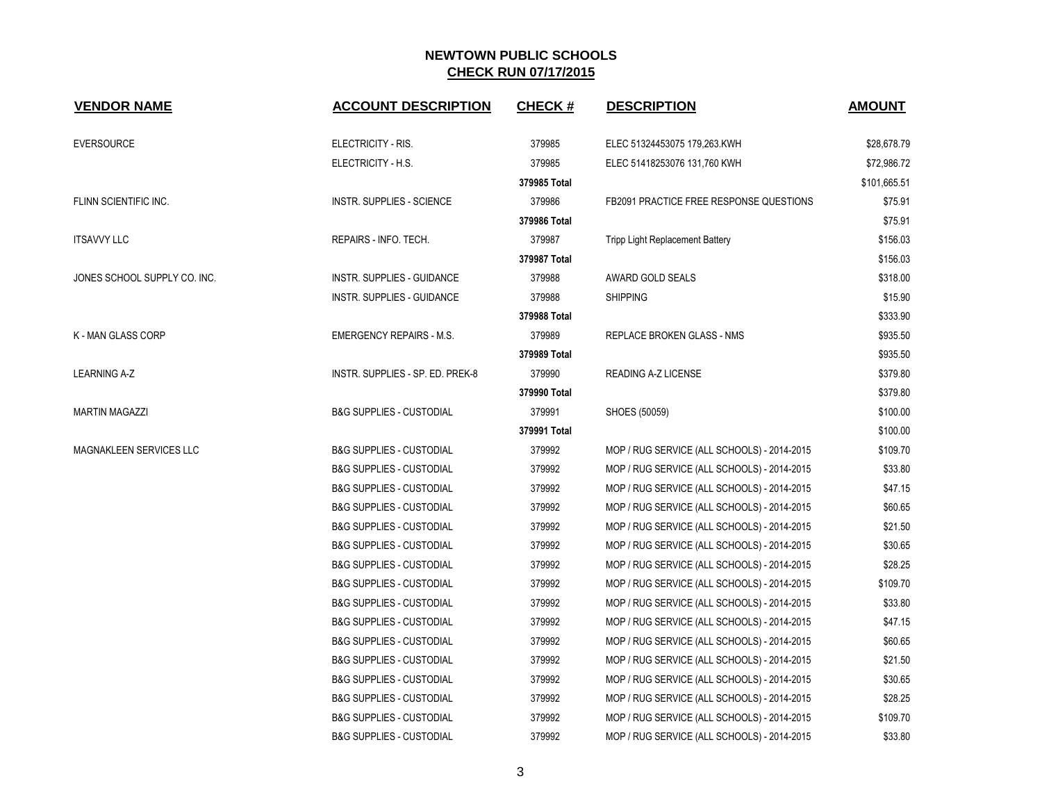# NEWTOWN PUBLIC SCHOOLS

## CHECK RUN 07/17/2015

| VENDOR NAME | ACCOUNT DESCRIPTION | CHECK # | DESCRIPTION | AMOUNT |
|---|---|---|---|---|
| EVERSOURCE | ELECTRICITY - RIS. | 379985 | ELEC 51324453075 179,263.KWH | $28,678.79 |
| | ELECTRICITY - H.S. | 379985 | ELEC 51418253076 131,760 KWH | $72,986.72 |
| | | **379985 Total** | | $101,665.51 |
| FLINN SCIENTIFIC INC. | INSTR. SUPPLIES - SCIENCE | 379986 | FB2091 PRACTICE FREE RESPONSE QUESTIONS | $75.91 |
| | | **379986 Total** | | $75.91 |
| ITSAVVY LLC | REPAIRS - INFO. TECH. | 379987 | Tripp Light Replacement Battery | $156.03 |
| | | **379987 Total** | | $156.03 |
| JONES SCHOOL SUPPLY CO. INC. | INSTR. SUPPLIES - GUIDANCE | 379988 | AWARD GOLD SEALS | $318.00 |
| | INSTR. SUPPLIES - GUIDANCE | 379988 | SHIPPING | $15.90 |
| | | **379988 Total** | | $333.90 |
| K - MAN GLASS CORP | EMERGENCY REPAIRS - M.S. | 379989 | REPLACE BROKEN GLASS - NMS | $935.50 |
| | | **379989 Total** | | $935.50 |
| LEARNING A-Z | INSTR. SUPPLIES - SP. ED. PREK-8 | 379990 | READING A-Z LICENSE | $379.80 |
| | | **379990 Total** | | $379.80 |
| MARTIN MAGAZZI | B&G SUPPLIES - CUSTODIAL | 379991 | SHOES (50059) | $100.00 |
| | | **379991 Total** | | $100.00 |
| MAGNAKLEEN SERVICES LLC | B&G SUPPLIES - CUSTODIAL | 379992 | MOP / RUG SERVICE (ALL SCHOOLS) - 2014-2015 | $109.70 |
| | B&G SUPPLIES - CUSTODIAL | 379992 | MOP / RUG SERVICE (ALL SCHOOLS) - 2014-2015 | $33.80 |
| | B&G SUPPLIES - CUSTODIAL | 379992 | MOP / RUG SERVICE (ALL SCHOOLS) - 2014-2015 | $47.15 |
| | B&G SUPPLIES - CUSTODIAL | 379992 | MOP / RUG SERVICE (ALL SCHOOLS) - 2014-2015 | $60.65 |
| | B&G SUPPLIES - CUSTODIAL | 379992 | MOP / RUG SERVICE (ALL SCHOOLS) - 2014-2015 | $21.50 |
| | B&G SUPPLIES - CUSTODIAL | 379992 | MOP / RUG SERVICE (ALL SCHOOLS) - 2014-2015 | $30.65 |
| | B&G SUPPLIES - CUSTODIAL | 379992 | MOP / RUG SERVICE (ALL SCHOOLS) - 2014-2015 | $28.25 |
| | B&G SUPPLIES - CUSTODIAL | 379992 | MOP / RUG SERVICE (ALL SCHOOLS) - 2014-2015 | $109.70 |
| | B&G SUPPLIES - CUSTODIAL | 379992 | MOP / RUG SERVICE (ALL SCHOOLS) - 2014-2015 | $33.80 |
| | B&G SUPPLIES - CUSTODIAL | 379992 | MOP / RUG SERVICE (ALL SCHOOLS) - 2014-2015 | $47.15 |
| | B&G SUPPLIES - CUSTODIAL | 379992 | MOP / RUG SERVICE (ALL SCHOOLS) - 2014-2015 | $60.65 |
| | B&G SUPPLIES - CUSTODIAL | 379992 | MOP / RUG SERVICE (ALL SCHOOLS) - 2014-2015 | $21.50 |
| | B&G SUPPLIES - CUSTODIAL | 379992 | MOP / RUG SERVICE (ALL SCHOOLS) - 2014-2015 | $30.65 |
| | B&G SUPPLIES - CUSTODIAL | 379992 | MOP / RUG SERVICE (ALL SCHOOLS) - 2014-2015 | $28.25 |
| | B&G SUPPLIES - CUSTODIAL | 379992 | MOP / RUG SERVICE (ALL SCHOOLS) - 2014-2015 | $109.70 |
| | B&G SUPPLIES - CUSTODIAL | 379992 | MOP / RUG SERVICE (ALL SCHOOLS) - 2014-2015 | $33.80 |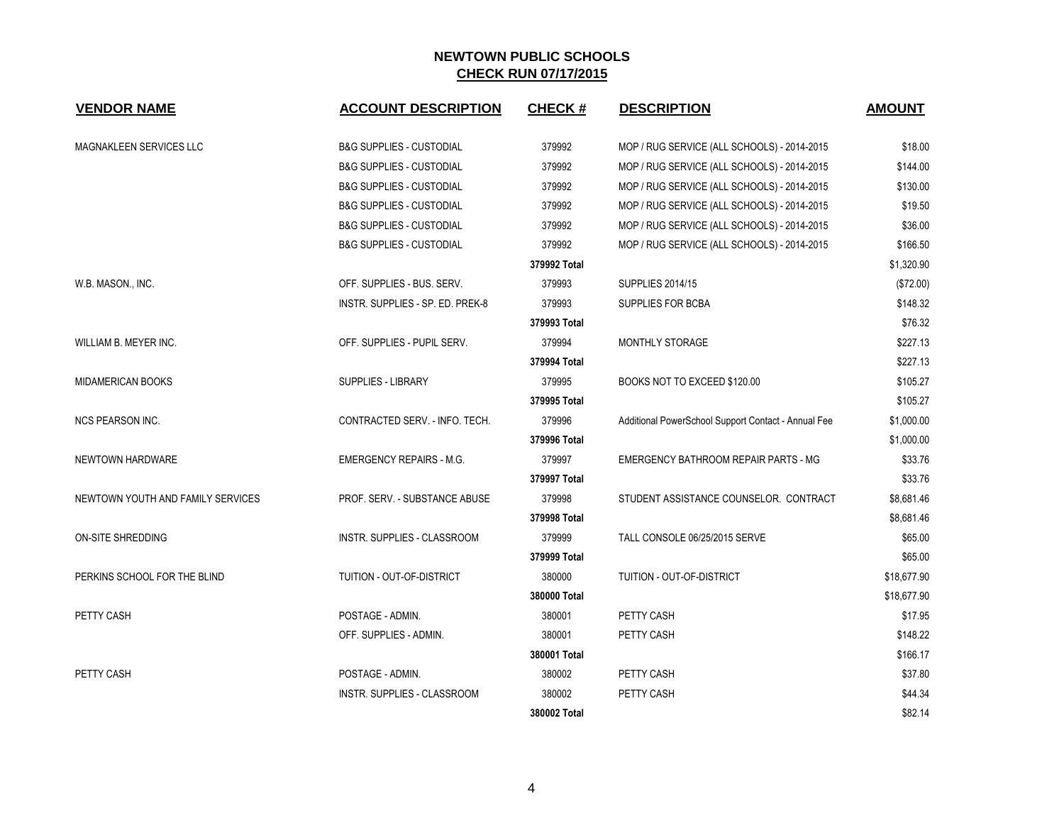# NEWTOWN PUBLIC SCHOOLS
## CHECK RUN 07/17/2015

| VENDOR NAME | ACCOUNT DESCRIPTION | CHECK # | DESCRIPTION | AMOUNT |
|---|---|---|---|---|
| MAGNAKLEEN SERVICES LLC | B&G SUPPLIES - CUSTODIAL | 379992 | MOP / RUG SERVICE (ALL SCHOOLS) - 2014-2015 | $18.00 |
| | B&G SUPPLIES - CUSTODIAL | 379992 | MOP / RUG SERVICE (ALL SCHOOLS) - 2014-2015 | $144.00 |
| | B&G SUPPLIES - CUSTODIAL | 379992 | MOP / RUG SERVICE (ALL SCHOOLS) - 2014-2015 | $130.00 |
| | B&G SUPPLIES - CUSTODIAL | 379992 | MOP / RUG SERVICE (ALL SCHOOLS) - 2014-2015 | $19.50 |
| | B&G SUPPLIES - CUSTODIAL | 379992 | MOP / RUG SERVICE (ALL SCHOOLS) - 2014-2015 | $36.00 |
| | B&G SUPPLIES - CUSTODIAL | 379992 | MOP / RUG SERVICE (ALL SCHOOLS) - 2014-2015 | $166.50 |
| | | **379992 Total** | | $1,320.90 |
| W.B. MASON., INC. | OFF. SUPPLIES - BUS. SERV. | 379993 | SUPPLIES 2014/15 | ($72.00) |
| | INSTR. SUPPLIES - SP. ED. PREK-8 | 379993 | SUPPLIES FOR BCBA | $148.32 |
| | | **379993 Total** | | $76.32 |
| WILLIAM B. MEYER INC. | OFF. SUPPLIES - PUPIL SERV. | 379994 | MONTHLY STORAGE | $227.13 |
| | | **379994 Total** | | $227.13 |
| MIDAMERICAN BOOKS | SUPPLIES - LIBRARY | 379995 | BOOKS NOT TO EXCEED $120.00 | $105.27 |
| | | **379995 Total** | | $105.27 |
| NCS PEARSON INC. | CONTRACTED SERV. - INFO. TECH. | 379996 | Additional PowerSchool Support Contact - Annual Fee | $1,000.00 |
| | | **379996 Total** | | $1,000.00 |
| NEWTOWN HARDWARE | EMERGENCY REPAIRS - M.G. | 379997 | EMERGENCY BATHROOM REPAIR PARTS - MG | $33.76 |
| | | **379997 Total** | | $33.76 |
| NEWTOWN YOUTH AND FAMILY SERVICES | PROF. SERV. - SUBSTANCE ABUSE | 379998 | STUDENT ASSISTANCE COUNSELOR. CONTRACT | $8,681.46 |
| | | **379998 Total** | | $8,681.46 |
| ON-SITE SHREDDING | INSTR. SUPPLIES - CLASSROOM | 379999 | TALL CONSOLE 06/25/2015 SERVE | $65.00 |
| | | **379999 Total** | | $65.00 |
| PERKINS SCHOOL FOR THE BLIND | TUITION - OUT-OF-DISTRICT | 380000 | TUITION - OUT-OF-DISTRICT | $18,677.90 |
| | | **380000 Total** | | $18,677.90 |
| PETTY CASH | POSTAGE - ADMIN. | 380001 | PETTY CASH | $17.95 |
| | OFF. SUPPLIES - ADMIN. | 380001 | PETTY CASH | $148.22 |
| | | **380001 Total** | | $166.17 |
| PETTY CASH | POSTAGE - ADMIN. | 380002 | PETTY CASH | $37.80 |
| | INSTR. SUPPLIES - CLASSROOM | 380002 | PETTY CASH | $44.34 |
| | | **380002 Total** | | $82.14 |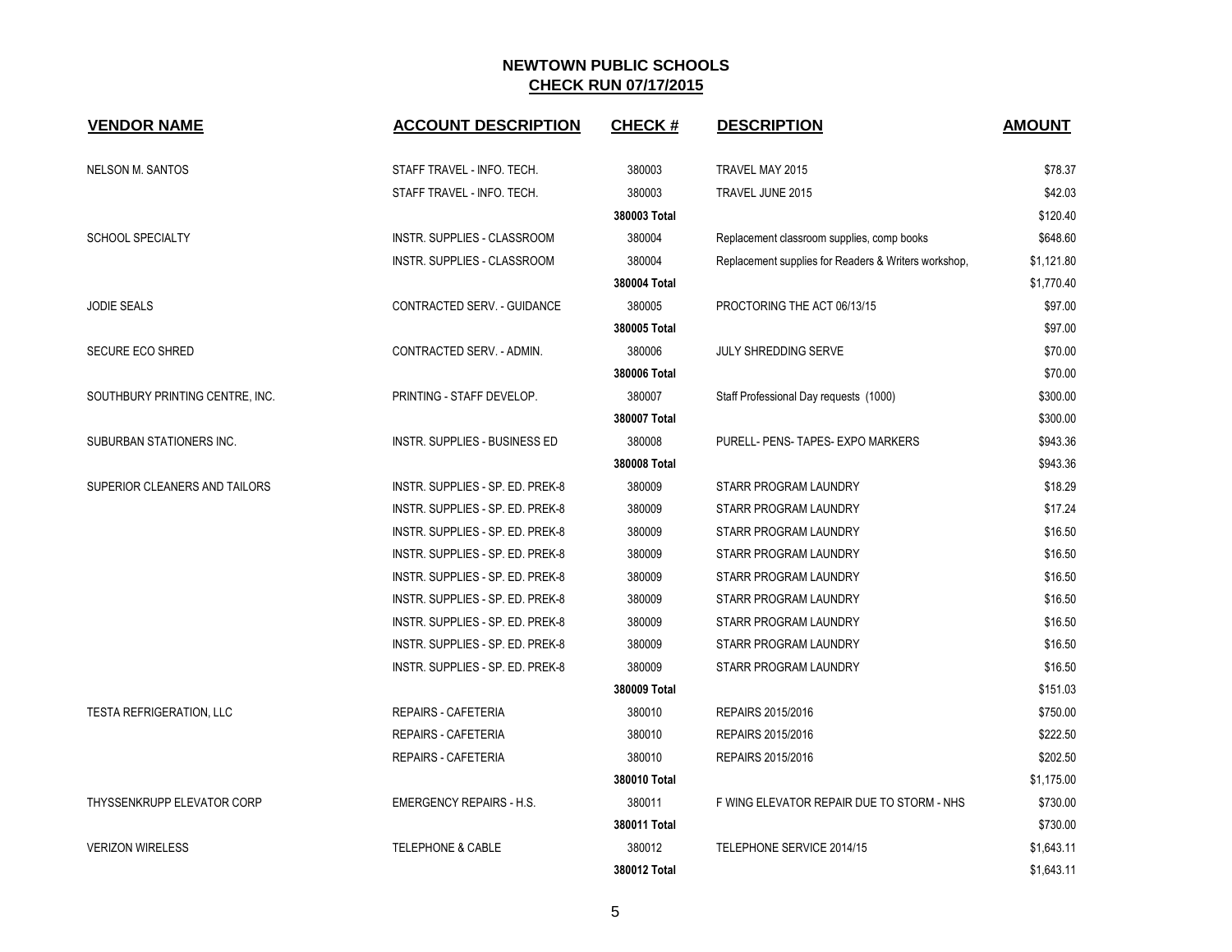# NEWTOWN PUBLIC SCHOOLS

## CHECK RUN 07/17/2015

| VENDOR NAME | ACCOUNT DESCRIPTION | CHECK # | DESCRIPTION | AMOUNT |
|---|---|---|---|---|
| NELSON M. SANTOS | STAFF TRAVEL - INFO. TECH. | 380003 | TRAVEL MAY 2015 | $78.37 |
| | STAFF TRAVEL - INFO. TECH. | 380003 | TRAVEL JUNE 2015 | $42.03 |
| | | **380003 Total** | | $120.40 |
| SCHOOL SPECIALTY | INSTR. SUPPLIES - CLASSROOM | 380004 | Replacement classroom supplies, comp books | $648.60 |
| | INSTR. SUPPLIES - CLASSROOM | 380004 | Replacement supplies for Readers & Writers workshop, | $1,121.80 |
| | | **380004 Total** | | $1,770.40 |
| JODIE SEALS | CONTRACTED SERV. - GUIDANCE | 380005 | PROCTORING THE ACT 06/13/15 | $97.00 |
| | | **380005 Total** | | $97.00 |
| SECURE ECO SHRED | CONTRACTED SERV. - ADMIN. | 380006 | JULY SHREDDING SERVE | $70.00 |
| | | **380006 Total** | | $70.00 |
| SOUTHBURY PRINTING CENTRE, INC. | PRINTING - STAFF DEVELOP. | 380007 | Staff Professional Day requests (1000) | $300.00 |
| | | **380007 Total** | | $300.00 |
| SUBURBAN STATIONERS INC. | INSTR. SUPPLIES - BUSINESS ED | 380008 | PURELL- PENS- TAPES- EXPO MARKERS | $943.36 |
| | | **380008 Total** | | $943.36 |
| SUPERIOR CLEANERS AND TAILORS | INSTR. SUPPLIES - SP. ED. PREK-8 | 380009 | STARR PROGRAM LAUNDRY | $18.29 |
| | INSTR. SUPPLIES - SP. ED. PREK-8 | 380009 | STARR PROGRAM LAUNDRY | $17.24 |
| | INSTR. SUPPLIES - SP. ED. PREK-8 | 380009 | STARR PROGRAM LAUNDRY | $16.50 |
| | INSTR. SUPPLIES - SP. ED. PREK-8 | 380009 | STARR PROGRAM LAUNDRY | $16.50 |
| | INSTR. SUPPLIES - SP. ED. PREK-8 | 380009 | STARR PROGRAM LAUNDRY | $16.50 |
| | INSTR. SUPPLIES - SP. ED. PREK-8 | 380009 | STARR PROGRAM LAUNDRY | $16.50 |
| | INSTR. SUPPLIES - SP. ED. PREK-8 | 380009 | STARR PROGRAM LAUNDRY | $16.50 |
| | INSTR. SUPPLIES - SP. ED. PREK-8 | 380009 | STARR PROGRAM LAUNDRY | $16.50 |
| | INSTR. SUPPLIES - SP. ED. PREK-8 | 380009 | STARR PROGRAM LAUNDRY | $16.50 |
| | | **380009 Total** | | $151.03 |
| TESTA REFRIGERATION, LLC | REPAIRS - CAFETERIA | 380010 | REPAIRS 2015/2016 | $750.00 |
| | REPAIRS - CAFETERIA | 380010 | REPAIRS 2015/2016 | $222.50 |
| | REPAIRS - CAFETERIA | 380010 | REPAIRS 2015/2016 | $202.50 |
| | | **380010 Total** | | $1,175.00 |
| THYSSENKRUPP ELEVATOR CORP | EMERGENCY REPAIRS - H.S. | 380011 | F WING ELEVATOR REPAIR DUE TO STORM - NHS | $730.00 |
| | | **380011 Total** | | $730.00 |
| VERIZON WIRELESS | TELEPHONE & CABLE | 380012 | TELEPHONE SERVICE 2014/15 | $1,643.11 |
| | | **380012 Total** | | $1,643.11 |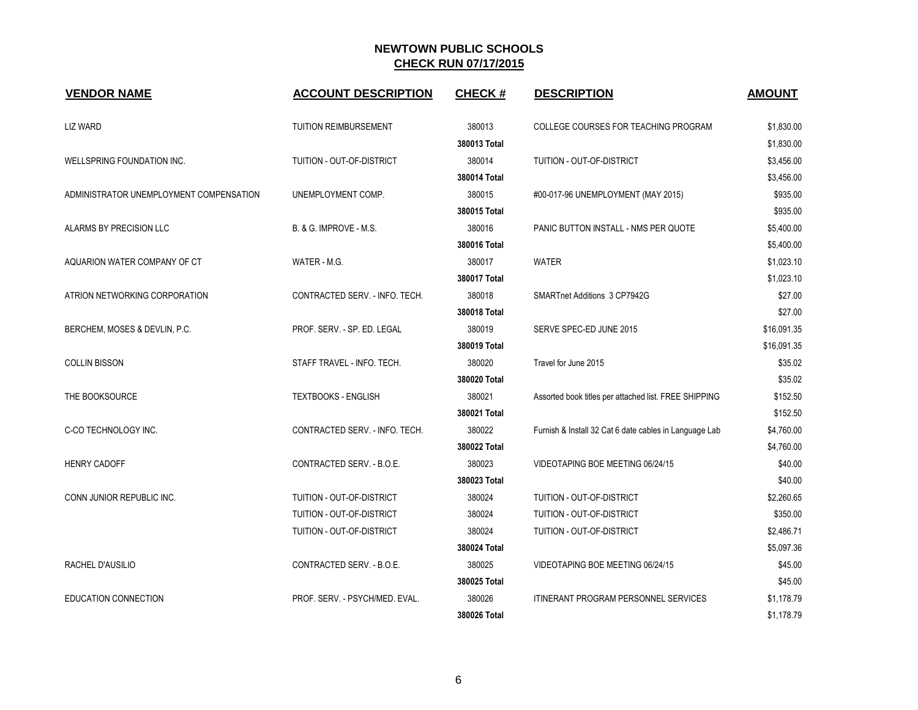# NEWTOWN PUBLIC SCHOOLS
## CHECK RUN 07/17/2015

| VENDOR NAME | ACCOUNT DESCRIPTION | CHECK # | DESCRIPTION | AMOUNT |
|---|---|---|---|---|
| LIZ WARD | TUITION REIMBURSEMENT | 380013 | COLLEGE COURSES FOR TEACHING PROGRAM | $1,830.00 |
| | | **380013 Total** | | $1,830.00 |
| WELLSPRING FOUNDATION INC. | TUITION - OUT-OF-DISTRICT | 380014 | TUITION - OUT-OF-DISTRICT | $3,456.00 |
| | | **380014 Total** | | $3,456.00 |
| ADMINISTRATOR UNEMPLOYMENT COMPENSATION | UNEMPLOYMENT COMP. | 380015 | #00-017-96 UNEMPLOYMENT (MAY 2015) | $935.00 |
| | | **380015 Total** | | $935.00 |
| ALARMS BY PRECISION LLC | B. & G. IMPROVE - M.S. | 380016 | PANIC BUTTON INSTALL - NMS PER QUOTE | $5,400.00 |
| | | **380016 Total** | | $5,400.00 |
| AQUARION WATER COMPANY OF CT | WATER - M.G. | 380017 | WATER | $1,023.10 |
| | | **380017 Total** | | $1,023.10 |
| ATRION NETWORKING CORPORATION | CONTRACTED SERV. - INFO. TECH. | 380018 | SMARTnet Additions 3 CP7942G | $27.00 |
| | | **380018 Total** | | $27.00 |
| BERCHEM, MOSES & DEVLIN, P.C. | PROF. SERV. - SP. ED. LEGAL | 380019 | SERVE SPEC-ED JUNE 2015 | $16,091.35 |
| | | **380019 Total** | | $16,091.35 |
| COLLIN BISSON | STAFF TRAVEL - INFO. TECH. | 380020 | Travel for June 2015 | $35.02 |
| | | **380020 Total** | | $35.02 |
| THE BOOKSOURCE | TEXTBOOKS - ENGLISH | 380021 | Assorted book titles per attached list. FREE SHIPPING | $152.50 |
| | | **380021 Total** | | $152.50 |
| C-CO TECHNOLOGY INC. | CONTRACTED SERV. - INFO. TECH. | 380022 | Furnish & Install 32 Cat 6 date cables in Language Lab | $4,760.00 |
| | | **380022 Total** | | $4,760.00 |
| HENRY CADOFF | CONTRACTED SERV. - B.O.E. | 380023 | VIDEOTAPING BOE MEETING 06/24/15 | $40.00 |
| | | **380023 Total** | | $40.00 |
| CONN JUNIOR REPUBLIC INC. | TUITION - OUT-OF-DISTRICT | 380024 | TUITION - OUT-OF-DISTRICT | $2,260.65 |
| | TUITION - OUT-OF-DISTRICT | 380024 | TUITION - OUT-OF-DISTRICT | $350.00 |
| | TUITION - OUT-OF-DISTRICT | 380024 | TUITION - OUT-OF-DISTRICT | $2,486.71 |
| | | **380024 Total** | | $5,097.36 |
| RACHEL D'AUSILIO | CONTRACTED SERV. - B.O.E. | 380025 | VIDEOTAPING BOE MEETING 06/24/15 | $45.00 |
| | | **380025 Total** | | $45.00 |
| EDUCATION CONNECTION | PROF. SERV. - PSYCH/MED. EVAL. | 380026 | ITINERANT PROGRAM PERSONNEL SERVICES | $1,178.79 |
| | | **380026 Total** | | $1,178.79 |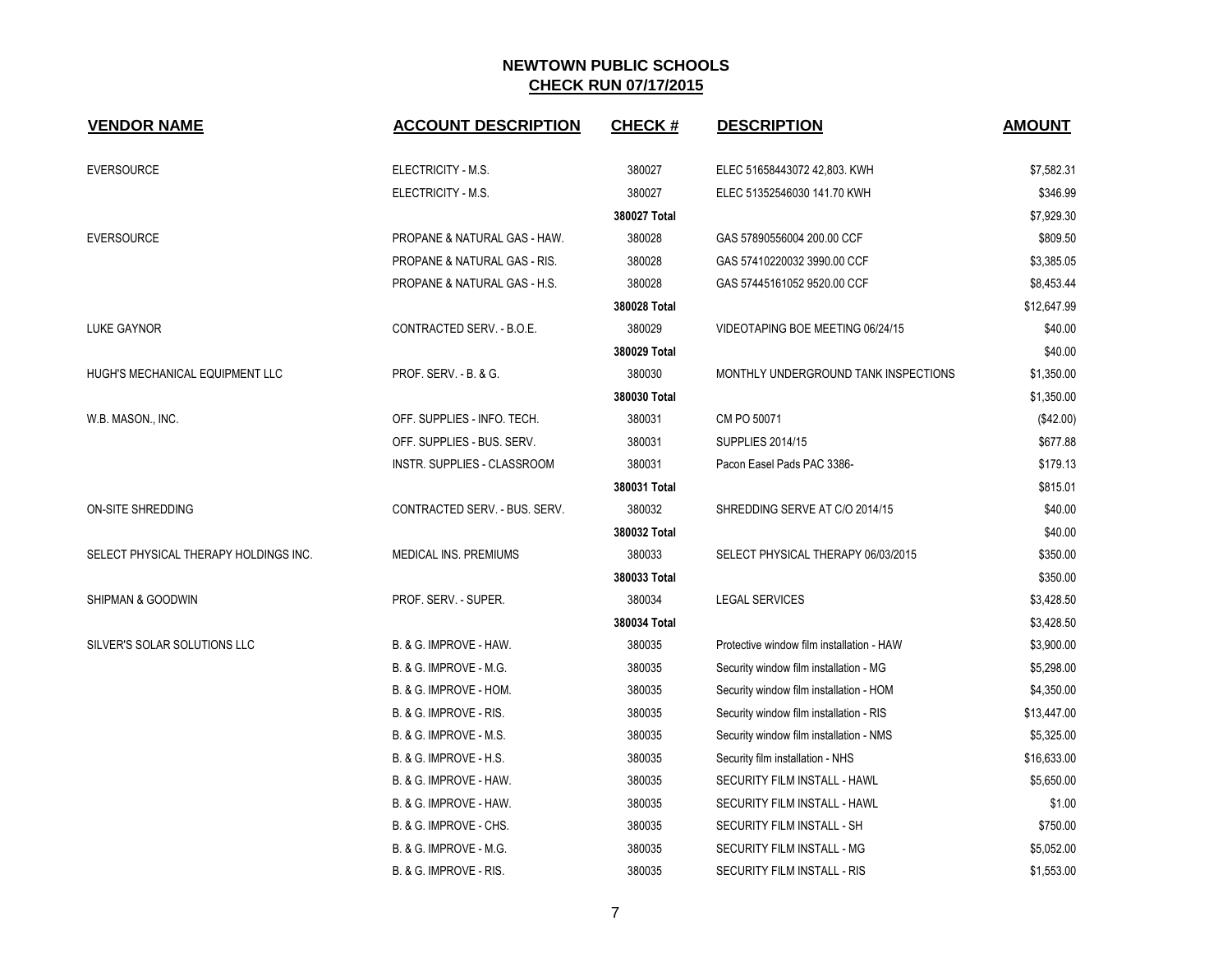# NEWTOWN PUBLIC SCHOOLS

## CHECK RUN 07/17/2015

| VENDOR NAME | ACCOUNT DESCRIPTION | CHECK # | DESCRIPTION | AMOUNT |
|---|---|---|---|---|
| EVERSOURCE | ELECTRICITY - M.S. | 380027 | ELEC 51658443072 42,803. KWH | $7,582.31 |
| | ELECTRICITY - M.S. | 380027 | ELEC 51352546030 141.70 KWH | $346.99 |
| | | 380027 Total | | $7,929.30 |
| EVERSOURCE | PROPANE & NATURAL GAS - HAW. | 380028 | GAS 57890556004 200.00 CCF | $809.50 |
| | PROPANE & NATURAL GAS - RIS. | 380028 | GAS 57410220032 3990.00 CCF | $3,385.05 |
| | PROPANE & NATURAL GAS - H.S. | 380028 | GAS 57445161052 9520.00 CCF | $8,453.44 |
| | | 380028 Total | | $12,647.99 |
| LUKE GAYNOR | CONTRACTED SERV. - B.O.E. | 380029 | VIDEOTAPING BOE MEETING 06/24/15 | $40.00 |
| | | 380029 Total | | $40.00 |
| HUGH'S MECHANICAL EQUIPMENT LLC | PROF. SERV. - B. & G. | 380030 | MONTHLY UNDERGROUND TANK INSPECTIONS | $1,350.00 |
| | | 380030 Total | | $1,350.00 |
| W.B. MASON., INC. | OFF. SUPPLIES - INFO. TECH. | 380031 | CM PO 50071 | ($42.00) |
| | OFF. SUPPLIES - BUS. SERV. | 380031 | SUPPLIES 2014/15 | $677.88 |
| | INSTR. SUPPLIES - CLASSROOM | 380031 | Pacon Easel Pads PAC 3386- | $179.13 |
| | | 380031 Total | | $815.01 |
| ON-SITE SHREDDING | CONTRACTED SERV. - BUS. SERV. | 380032 | SHREDDING SERVE AT C/O 2014/15 | $40.00 |
| | | 380032 Total | | $40.00 |
| SELECT PHYSICAL THERAPY HOLDINGS INC. | MEDICAL INS. PREMIUMS | 380033 | SELECT PHYSICAL THERAPY 06/03/2015 | $350.00 |
| | | 380033 Total | | $350.00 |
| SHIPMAN & GOODWIN | PROF. SERV. - SUPER. | 380034 | LEGAL SERVICES | $3,428.50 |
| | | 380034 Total | | $3,428.50 |
| SILVER'S SOLAR SOLUTIONS LLC | B. & G. IMPROVE - HAW. | 380035 | Protective window film installation - HAW | $3,900.00 |
| | B. & G. IMPROVE - M.G. | 380035 | Security window film installation - MG | $5,298.00 |
| | B. & G. IMPROVE - HOM. | 380035 | Security window film installation - HOM | $4,350.00 |
| | B. & G. IMPROVE - RIS. | 380035 | Security window film installation - RIS | $13,447.00 |
| | B. & G. IMPROVE - M.S. | 380035 | Security window film installation - NMS | $5,325.00 |
| | B. & G. IMPROVE - H.S. | 380035 | Security film installation - NHS | $16,633.00 |
| | B. & G. IMPROVE - HAW. | 380035 | SECURITY FILM INSTALL - HAWL | $5,650.00 |
| | B. & G. IMPROVE - HAW. | 380035 | SECURITY FILM INSTALL - HAWL | $1.00 |
| | B. & G. IMPROVE - CHS. | 380035 | SECURITY FILM INSTALL - SH | $750.00 |
| | B. & G. IMPROVE - M.G. | 380035 | SECURITY FILM INSTALL - MG | $5,052.00 |
| | B. & G. IMPROVE - RIS. | 380035 | SECURITY FILM INSTALL - RIS | $1,553.00 |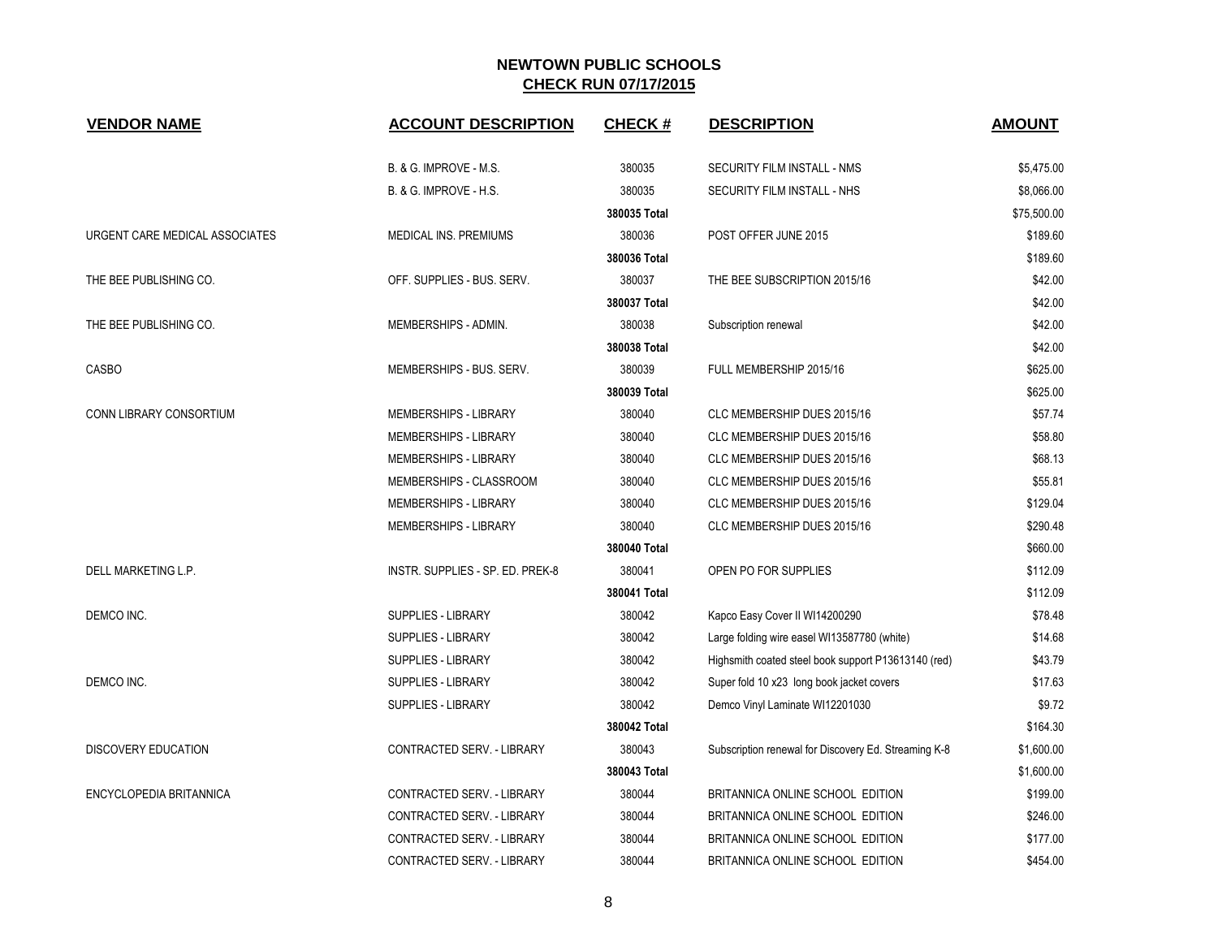## NEWTOWN PUBLIC SCHOOLS
## CHECK RUN 07/17/2015

| VENDOR NAME | ACCOUNT DESCRIPTION | CHECK # | DESCRIPTION | AMOUNT |
|---|---|---|---|---|
| | B. & G. IMPROVE - M.S. | 380035 | SECURITY FILM INSTALL - NMS | $5,475.00 |
| | B. & G. IMPROVE - H.S. | 380035 | SECURITY FILM INSTALL - NHS | $8,066.00 |
| | | **380035 Total** | | $75,500.00 |
| URGENT CARE MEDICAL ASSOCIATES | MEDICAL INS. PREMIUMS | 380036 | POST OFFER JUNE 2015 | $189.60 |
| | | **380036 Total** | | $189.60 |
| THE BEE PUBLISHING CO. | OFF. SUPPLIES - BUS. SERV. | 380037 | THE BEE SUBSCRIPTION 2015/16 | $42.00 |
| | | **380037 Total** | | $42.00 |
| THE BEE PUBLISHING CO. | MEMBERSHIPS - ADMIN. | 380038 | Subscription renewal | $42.00 |
| | | **380038 Total** | | $42.00 |
| CASBO | MEMBERSHIPS - BUS. SERV. | 380039 | FULL MEMBERSHIP 2015/16 | $625.00 |
| | | **380039 Total** | | $625.00 |
| CONN LIBRARY CONSORTIUM | MEMBERSHIPS - LIBRARY | 380040 | CLC MEMBERSHIP DUES 2015/16 | $57.74 |
| | MEMBERSHIPS - LIBRARY | 380040 | CLC MEMBERSHIP DUES 2015/16 | $58.80 |
| | MEMBERSHIPS - LIBRARY | 380040 | CLC MEMBERSHIP DUES 2015/16 | $68.13 |
| | MEMBERSHIPS - CLASSROOM | 380040 | CLC MEMBERSHIP DUES 2015/16 | $55.81 |
| | MEMBERSHIPS - LIBRARY | 380040 | CLC MEMBERSHIP DUES 2015/16 | $129.04 |
| | MEMBERSHIPS - LIBRARY | 380040 | CLC MEMBERSHIP DUES 2015/16 | $290.48 |
| | | **380040 Total** | | $660.00 |
| DELL MARKETING L.P. | INSTR. SUPPLIES - SP. ED. PREK-8 | 380041 | OPEN PO FOR SUPPLIES | $112.09 |
| | | **380041 Total** | | $112.09 |
| DEMCO INC. | SUPPLIES - LIBRARY | 380042 | Kapco Easy Cover II WI14200290 | $78.48 |
| | SUPPLIES - LIBRARY | 380042 | Large folding wire easel WI13587780 (white) | $14.68 |
| | SUPPLIES - LIBRARY | 380042 | Highsmith coated steel book support P13613140 (red) | $43.79 |
| DEMCO INC. | SUPPLIES - LIBRARY | 380042 | Super fold 10 x23 long book jacket covers | $17.63 |
| | SUPPLIES - LIBRARY | 380042 | Demco Vinyl Laminate WI12201030 | $9.72 |
| | | **380042 Total** | | $164.30 |
| DISCOVERY EDUCATION | CONTRACTED SERV. - LIBRARY | 380043 | Subscription renewal for Discovery Ed. Streaming K-8 | $1,600.00 |
| | | **380043 Total** | | $1,600.00 |
| ENCYCLOPEDIA BRITANNICA | CONTRACTED SERV. - LIBRARY | 380044 | BRITANNICA ONLINE SCHOOL EDITION | $199.00 |
| | CONTRACTED SERV. - LIBRARY | 380044 | BRITANNICA ONLINE SCHOOL EDITION | $246.00 |
| | CONTRACTED SERV. - LIBRARY | 380044 | BRITANNICA ONLINE SCHOOL EDITION | $177.00 |
| | CONTRACTED SERV. - LIBRARY | 380044 | BRITANNICA ONLINE SCHOOL EDITION | $454.00 |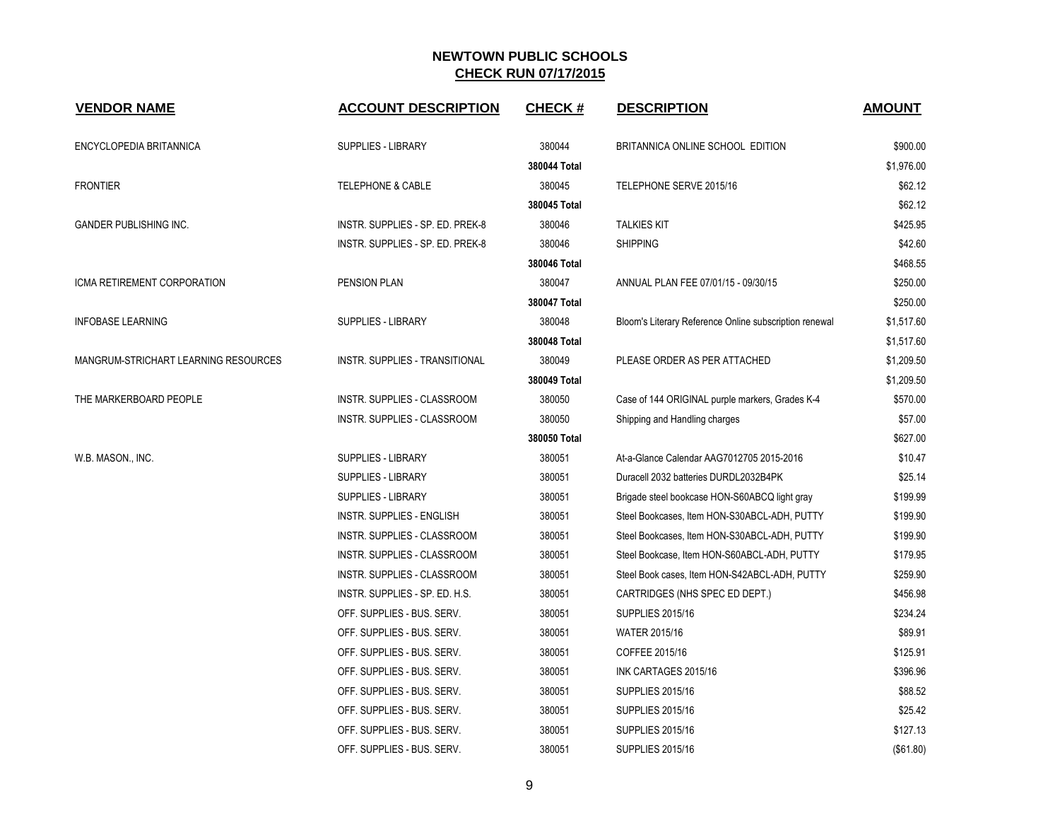## NEWTOWN PUBLIC SCHOOLS
## CHECK RUN 07/17/2015

| VENDOR NAME | ACCOUNT DESCRIPTION | CHECK # | DESCRIPTION | AMOUNT |
|---|---|---|---|---|
| ENCYCLOPEDIA BRITANNICA | SUPPLIES - LIBRARY | 380044 | BRITANNICA ONLINE SCHOOL EDITION | $900.00 |
| | | **380044 Total** | | $1,976.00 |
| FRONTIER | TELEPHONE & CABLE | 380045 | TELEPHONE SERVE 2015/16 | $62.12 |
| | | **380045 Total** | | $62.12 |
| GANDER PUBLISHING INC. | INSTR. SUPPLIES - SP. ED. PREK-8 | 380046 | TALKIES KIT | $425.95 |
| | INSTR. SUPPLIES - SP. ED. PREK-8 | 380046 | SHIPPING | $42.60 |
| | | **380046 Total** | | $468.55 |
| ICMA RETIREMENT CORPORATION | PENSION PLAN | 380047 | ANNUAL PLAN FEE 07/01/15 - 09/30/15 | $250.00 |
| | | **380047 Total** | | $250.00 |
| INFOBASE LEARNING | SUPPLIES - LIBRARY | 380048 | Bloom's Literary Reference Online subscription renewal | $1,517.60 |
| | | **380048 Total** | | $1,517.60 |
| MANGRUM-STRICHART LEARNING RESOURCES | INSTR. SUPPLIES - TRANSITIONAL | 380049 | PLEASE ORDER AS PER ATTACHED | $1,209.50 |
| | | **380049 Total** | | $1,209.50 |
| THE MARKERBOARD PEOPLE | INSTR. SUPPLIES - CLASSROOM | 380050 | Case of 144 ORIGINAL purple markers, Grades K-4 | $570.00 |
| | INSTR. SUPPLIES - CLASSROOM | 380050 | Shipping and Handling charges | $57.00 |
| | | **380050 Total** | | $627.00 |
| W.B. MASON., INC. | SUPPLIES - LIBRARY | 380051 | At-a-Glance Calendar AAG7012705 2015-2016 | $10.47 |
| | SUPPLIES - LIBRARY | 380051 | Duracell 2032 batteries DURDL2032B4PK | $25.14 |
| | SUPPLIES - LIBRARY | 380051 | Brigade steel bookcase HON-S60ABCQ light gray | $199.99 |
| | INSTR. SUPPLIES - ENGLISH | 380051 | Steel Bookcases, Item HON-S30ABCL-ADH, PUTTY | $199.90 |
| | INSTR. SUPPLIES - CLASSROOM | 380051 | Steel Bookcases, Item HON-S30ABCL-ADH, PUTTY | $199.90 |
| | INSTR. SUPPLIES - CLASSROOM | 380051 | Steel Bookcase, Item HON-S60ABCL-ADH, PUTTY | $179.95 |
| | INSTR. SUPPLIES - CLASSROOM | 380051 | Steel Book cases, Item HON-S42ABCL-ADH, PUTTY | $259.90 |
| | INSTR. SUPPLIES - SP. ED. H.S. | 380051 | CARTRIDGES (NHS SPEC ED DEPT.) | $456.98 |
| | OFF. SUPPLIES - BUS. SERV. | 380051 | SUPPLIES 2015/16 | $234.24 |
| | OFF. SUPPLIES - BUS. SERV. | 380051 | WATER 2015/16 | $89.91 |
| | OFF. SUPPLIES - BUS. SERV. | 380051 | COFFEE 2015/16 | $125.91 |
| | OFF. SUPPLIES - BUS. SERV. | 380051 | INK CARTAGES 2015/16 | $396.96 |
| | OFF. SUPPLIES - BUS. SERV. | 380051 | SUPPLIES 2015/16 | $88.52 |
| | OFF. SUPPLIES - BUS. SERV. | 380051 | SUPPLIES 2015/16 | $25.42 |
| | OFF. SUPPLIES - BUS. SERV. | 380051 | SUPPLIES 2015/16 | $127.13 |
| | OFF. SUPPLIES - BUS. SERV. | 380051 | SUPPLIES 2015/16 | ($61.80) |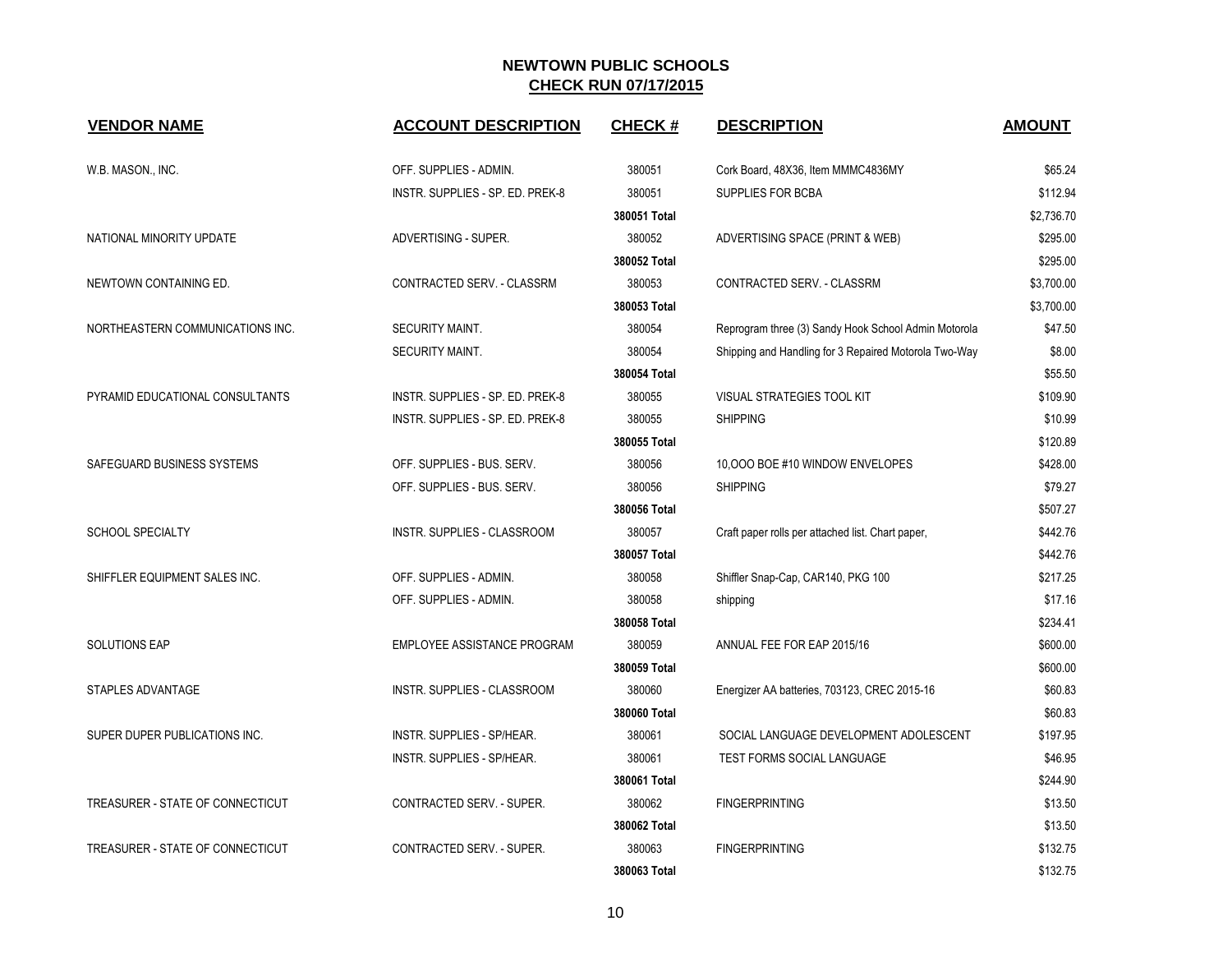# NEWTOWN PUBLIC SCHOOLS
## CHECK RUN 07/17/2015

| VENDOR NAME | ACCOUNT DESCRIPTION | CHECK # | DESCRIPTION | AMOUNT |
|---|---|---|---|---|
| W.B. MASON., INC. | OFF. SUPPLIES - ADMIN. | 380051 | Cork Board, 48X36, Item MMMC4836MY | $65.24 |
| | INSTR. SUPPLIES - SP. ED. PREK-8 | 380051 | SUPPLIES FOR BCBA | $112.94 |
| | | **380051 Total** | | $2,736.70 |
| NATIONAL MINORITY UPDATE | ADVERTISING - SUPER. | 380052 | ADVERTISING SPACE (PRINT & WEB) | $295.00 |
| | | **380052 Total** | | $295.00 |
| NEWTOWN CONTAINING ED. | CONTRACTED SERV. - CLASSRM | 380053 | CONTRACTED SERV. - CLASSRM | $3,700.00 |
| | | **380053 Total** | | $3,700.00 |
| NORTHEASTERN COMMUNICATIONS INC. | SECURITY MAINT. | 380054 | Reprogram three (3) Sandy Hook School Admin Motorola | $47.50 |
| | SECURITY MAINT. | 380054 | Shipping and Handling for 3 Repaired Motorola Two-Way | $8.00 |
| | | **380054 Total** | | $55.50 |
| PYRAMID EDUCATIONAL CONSULTANTS | INSTR. SUPPLIES - SP. ED. PREK-8 | 380055 | VISUAL STRATEGIES TOOL KIT | $109.90 |
| | INSTR. SUPPLIES - SP. ED. PREK-8 | 380055 | SHIPPING | $10.99 |
| | | **380055 Total** | | $120.89 |
| SAFEGUARD BUSINESS SYSTEMS | OFF. SUPPLIES - BUS. SERV. | 380056 | 10,OOO BOE #10 WINDOW ENVELOPES | $428.00 |
| | OFF. SUPPLIES - BUS. SERV. | 380056 | SHIPPING | $79.27 |
| | | **380056 Total** | | $507.27 |
| SCHOOL SPECIALTY | INSTR. SUPPLIES - CLASSROOM | 380057 | Craft paper rolls per attached list. Chart paper, | $442.76 |
| | | **380057 Total** | | $442.76 |
| SHIFFLER EQUIPMENT SALES INC. | OFF. SUPPLIES - ADMIN. | 380058 | Shiffler Snap-Cap, CAR140, PKG 100 | $217.25 |
| | OFF. SUPPLIES - ADMIN. | 380058 | shipping | $17.16 |
| | | **380058 Total** | | $234.41 |
| SOLUTIONS EAP | EMPLOYEE ASSISTANCE PROGRAM | 380059 | ANNUAL FEE FOR EAP 2015/16 | $600.00 |
| | | **380059 Total** | | $600.00 |
| STAPLES ADVANTAGE | INSTR. SUPPLIES - CLASSROOM | 380060 | Energizer AA batteries, 703123, CREC 2015-16 | $60.83 |
| | | **380060 Total** | | $60.83 |
| SUPER DUPER PUBLICATIONS INC. | INSTR. SUPPLIES - SP/HEAR. | 380061 | SOCIAL LANGUAGE DEVELOPMENT ADOLESCENT | $197.95 |
| | INSTR. SUPPLIES - SP/HEAR. | 380061 | TEST FORMS SOCIAL LANGUAGE | $46.95 |
| | | **380061 Total** | | $244.90 |
| TREASURER - STATE OF CONNECTICUT | CONTRACTED SERV. - SUPER. | 380062 | FINGERPRINTING | $13.50 |
| | | **380062 Total** | | $13.50 |
| TREASURER - STATE OF CONNECTICUT | CONTRACTED SERV. - SUPER. | 380063 | FINGERPRINTING | $132.75 |
| | | **380063 Total** | | $132.75 |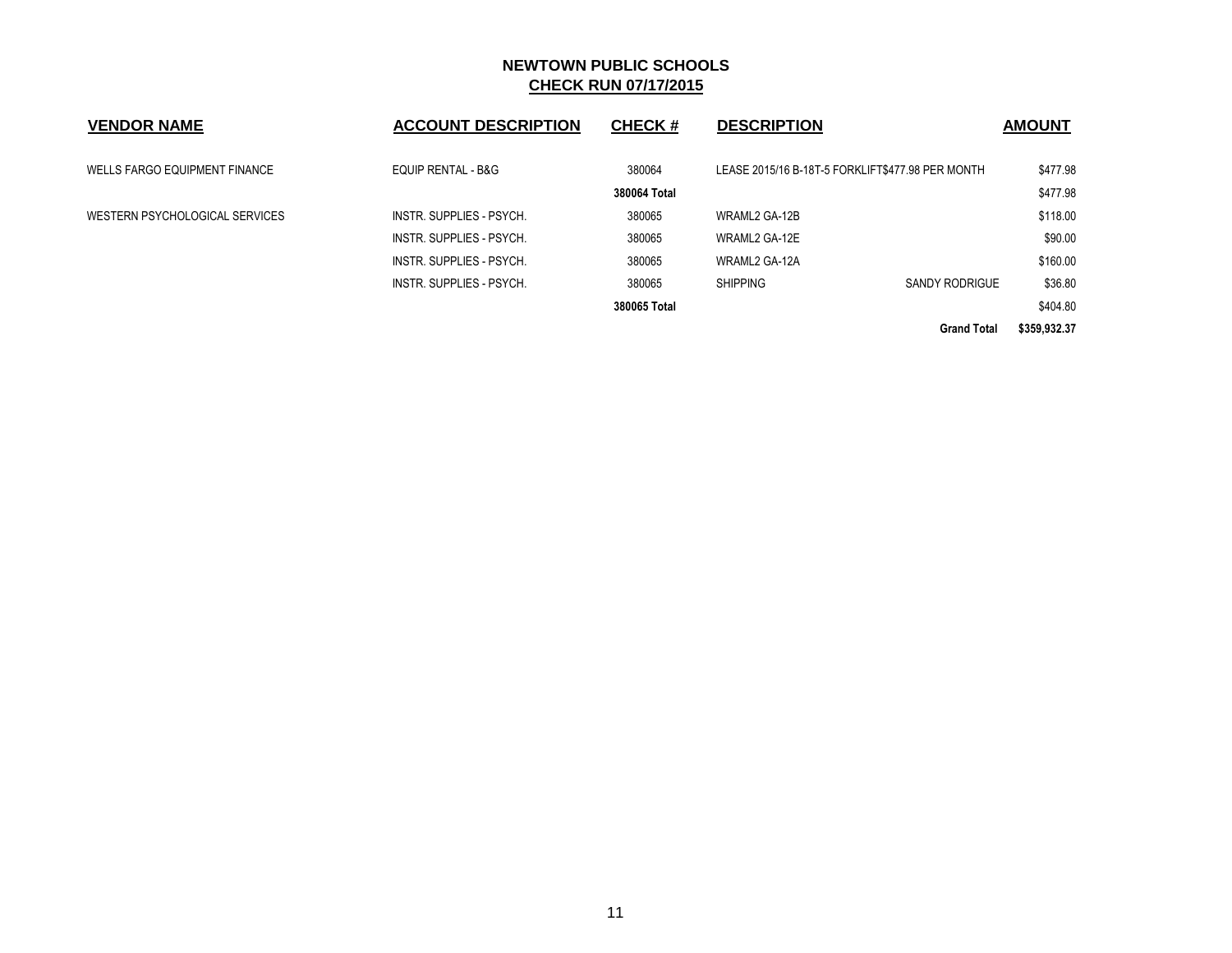**NEWTOWN PUBLIC SCHOOLS**

**CHECK RUN 07/17/2015**

| VENDOR NAME | ACCOUNT DESCRIPTION | CHECK # | DESCRIPTION | | AMOUNT |
|---|---|---|---|---|---|
| WELLS FARGO EQUIPMENT FINANCE | EQUIP RENTAL - B&G | 380064 | LEASE 2015/16 B-18T-5 FORKLIFT$477.98 PER MONTH | | $477.98 |
| | | **380064 Total** | | | $477.98 |
| WESTERN PSYCHOLOGICAL SERVICES | INSTR. SUPPLIES - PSYCH. | 380065 | WRAML2 GA-12B | | $118.00 |
| | INSTR. SUPPLIES - PSYCH. | 380065 | WRAML2 GA-12E | | $90.00 |
| | INSTR. SUPPLIES - PSYCH. | 380065 | WRAML2 GA-12A | | $160.00 |
| | INSTR. SUPPLIES - PSYCH. | 380065 | SHIPPING | SANDY RODRIGUE | $36.80 |
| | | **380065 Total** | | | $404.80 |
| | | | | **Grand Total** | **$359,932.37** |